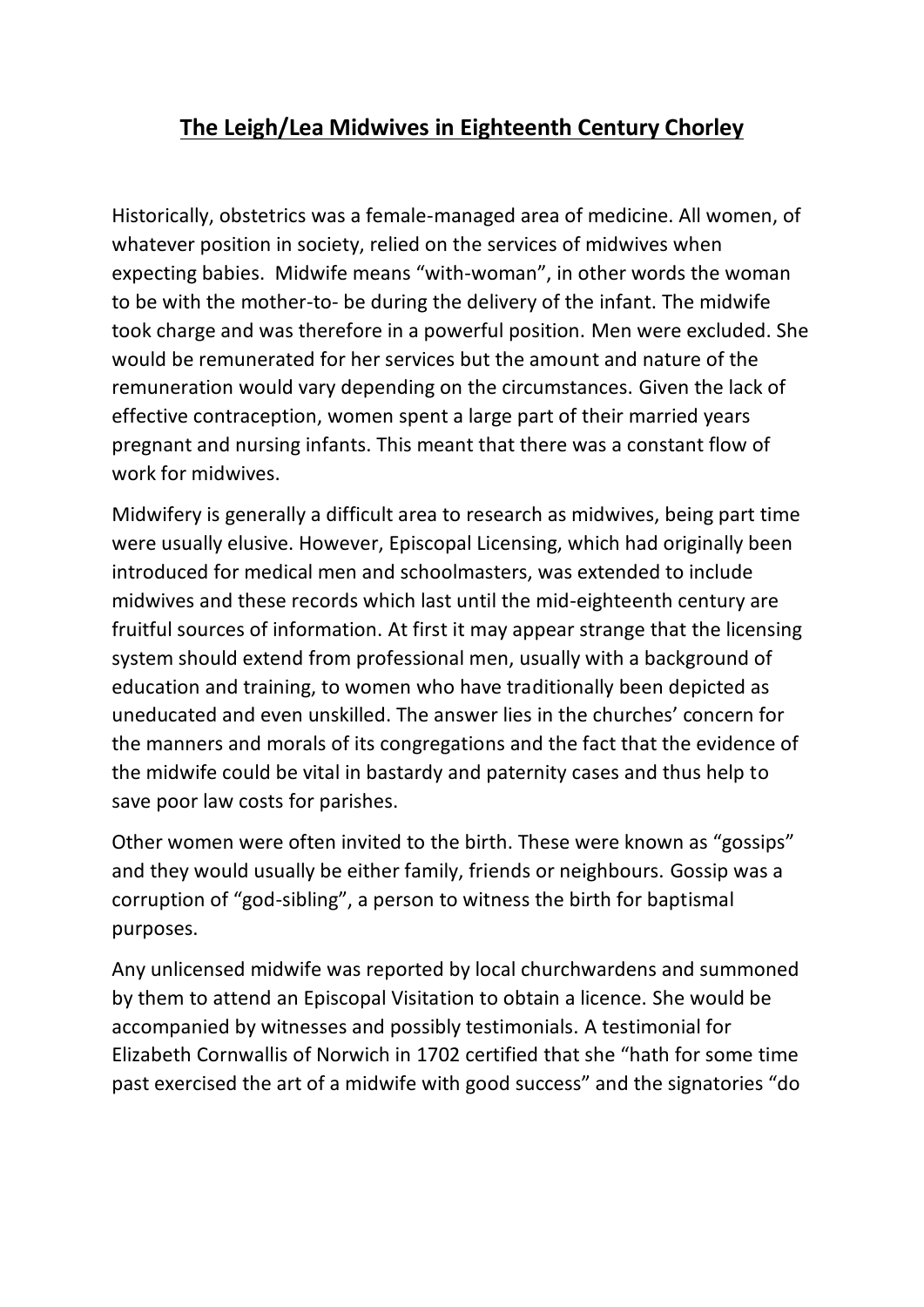# **The Leigh/Lea Midwives in Eighteenth Century Chorley**

Historically, obstetrics was a female-managed area of medicine. All women, of whatever position in society, relied on the services of midwives when expecting babies. Midwife means "with-woman", in other words the woman to be with the mother-to- be during the delivery of the infant. The midwife took charge and was therefore in a powerful position. Men were excluded. She would be remunerated for her services but the amount and nature of the remuneration would vary depending on the circumstances. Given the lack of effective contraception, women spent a large part of their married years pregnant and nursing infants. This meant that there was a constant flow of work for midwives.

Midwifery is generally a difficult area to research as midwives, being part time were usually elusive. However, Episcopal Licensing, which had originally been introduced for medical men and schoolmasters, was extended to include midwives and these records which last until the mid-eighteenth century are fruitful sources of information. At first it may appear strange that the licensing system should extend from professional men, usually with a background of education and training, to women who have traditionally been depicted as uneducated and even unskilled. The answer lies in the churches' concern for the manners and morals of its congregations and the fact that the evidence of the midwife could be vital in bastardy and paternity cases and thus help to save poor law costs for parishes.

Other women were often invited to the birth. These were known as "gossips" and they would usually be either family, friends or neighbours. Gossip was a corruption of "god-sibling", a person to witness the birth for baptismal purposes.

Any unlicensed midwife was reported by local churchwardens and summoned by them to attend an Episcopal Visitation to obtain a licence. She would be accompanied by witnesses and possibly testimonials. A testimonial for Elizabeth Cornwallis of Norwich in 1702 certified that she "hath for some time past exercised the art of a midwife with good success" and the signatories "do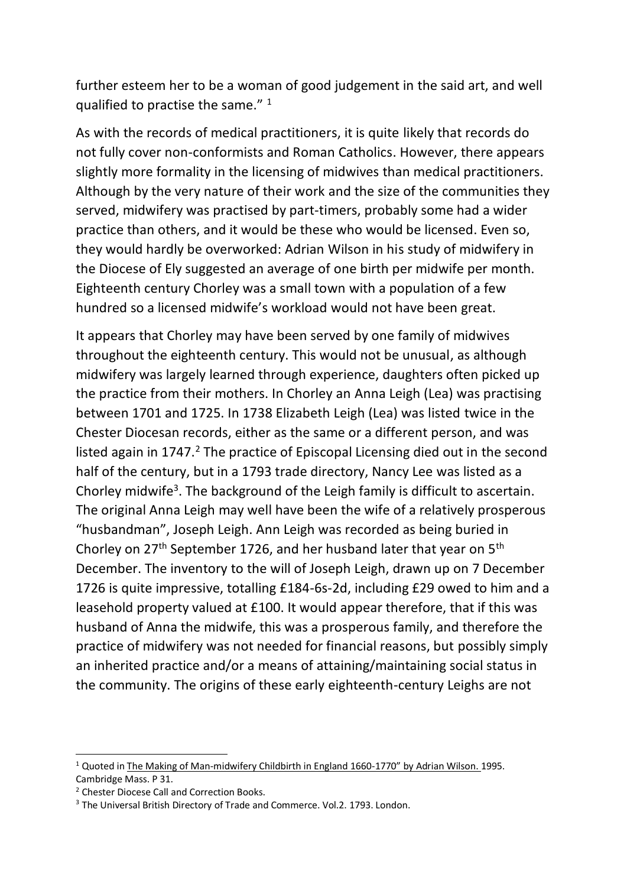further esteem her to be a woman of good judgement in the said art, and well qualified to practise the same." [1]

As with the records of medical practitioners, it is quite likely that records do not fully cover non-conformists and Roman Catholics. However, there appears slightly more formality in the licensing of midwives than medical practitioners. Although by the very nature of their work and the size of the communities they served, midwifery was practised by part-timers, probably some had a wider practice than others, and it would be these who would be licensed. Even so, they would hardly be overworked: Adrian Wilson in his study of midwifery in the Diocese of Ely suggested an average of one birth per midwife per month. Eighteenth century Chorley was a small town with a population of a few hundred so a licensed midwife's workload would not have been great.

It appears that Chorley may have been served by one family of midwives throughout the eighteenth century. This would not be unusual, as although midwifery was largely learned through experience, daughters often picked up the practice from their mothers. In Chorley an Anna Leigh (Lea) was practising between 1701 and 1725. In 1738 Elizabeth Leigh (Lea) was listed twice in the Chester Diocesan records, either as the same or a different person, and was listed again in 1747.[2] The practice of Episcopal Licensing died out in the second half of the century, but in a 1793 trade directory, Nancy Lee was listed as a Chorley midwife[3]. The background of the Leigh family is difficult to ascertain. The original Anna Leigh may well have been the wife of a relatively prosperous "husbandman", Joseph Leigh. Ann Leigh was recorded as being buried in Chorley on 27th September 1726, and her husband later that year on 5th December. The inventory to the will of Joseph Leigh, drawn up on 7 December 1726 is quite impressive, totalling £184-6s-2d, including £29 owed to him and a leasehold property valued at £100. It would appear therefore, that if this was husband of Anna the midwife, this was a prosperous family, and therefore the practice of midwifery was not needed for financial reasons, but possibly simply an inherited practice and/or a means of attaining/maintaining social status in the community. The origins of these early eighteenth-century Leighs are not

---

[1] Quoted in The Making of Man-midwifery Childbirth in England 1660-1770" by Adrian Wilson. 1995. Cambridge Mass. P 31.

[2] Chester Diocese Call and Correction Books.

[3] The Universal British Directory of Trade and Commerce. Vol.2. 1793. London.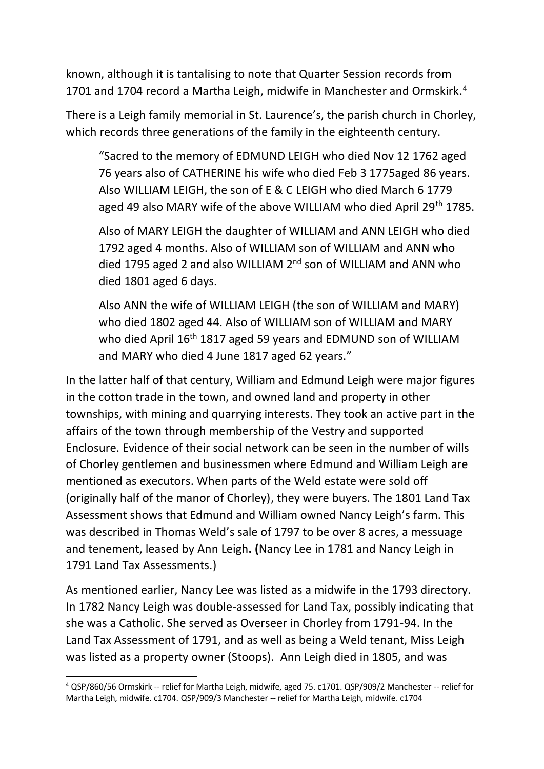known, although it is tantalising to note that Quarter Session records from 1701 and 1704 record a Martha Leigh, midwife in Manchester and Ormskirk.[4]

There is a Leigh family memorial in St. Laurence's, the parish church in Chorley, which records three generations of the family in the eighteenth century.

> "Sacred to the memory of EDMUND LEIGH who died Nov 12 1762 aged 76 years also of CATHERINE his wife who died Feb 3 1775aged 86 years. Also WILLIAM LEIGH, the son of E & C LEIGH who died March 6 1779 aged 49 also MARY wife of the above WILLIAM who died April 29th 1785.
>
> Also of MARY LEIGH the daughter of WILLIAM and ANN LEIGH who died 1792 aged 4 months. Also of WILLIAM son of WILLIAM and ANN who died 1795 aged 2 and also WILLIAM 2nd son of WILLIAM and ANN who died 1801 aged 6 days.
>
> Also ANN the wife of WILLIAM LEIGH (the son of WILLIAM and MARY) who died 1802 aged 44. Also of WILLIAM son of WILLIAM and MARY who died April 16th 1817 aged 59 years and EDMUND son of WILLIAM and MARY who died 4 June 1817 aged 62 years."

In the latter half of that century, William and Edmund Leigh were major figures in the cotton trade in the town, and owned land and property in other townships, with mining and quarrying interests. They took an active part in the affairs of the town through membership of the Vestry and supported Enclosure. Evidence of their social network can be seen in the number of wills of Chorley gentlemen and businessmen where Edmund and William Leigh are mentioned as executors. When parts of the Weld estate were sold off (originally half of the manor of Chorley), they were buyers. The 1801 Land Tax Assessment shows that Edmund and William owned Nancy Leigh's farm. This was described in Thomas Weld's sale of 1797 to be over 8 acres, a messuage and tenement, leased by Ann Leigh**. (**Nancy Lee in 1781 and Nancy Leigh in 1791 Land Tax Assessments.)

As mentioned earlier, Nancy Lee was listed as a midwife in the 1793 directory. In 1782 Nancy Leigh was double-assessed for Land Tax, possibly indicating that she was a Catholic. She served as Overseer in Chorley from 1791-94. In the Land Tax Assessment of 1791, and as well as being a Weld tenant, Miss Leigh was listed as a property owner (Stoops). Ann Leigh died in 1805, and was

---

[4] QSP/860/56 Ormskirk -- relief for Martha Leigh, midwife, aged 75. c1701. QSP/909/2 Manchester -- relief for Martha Leigh, midwife. c1704. QSP/909/3 Manchester -- relief for Martha Leigh, midwife. c1704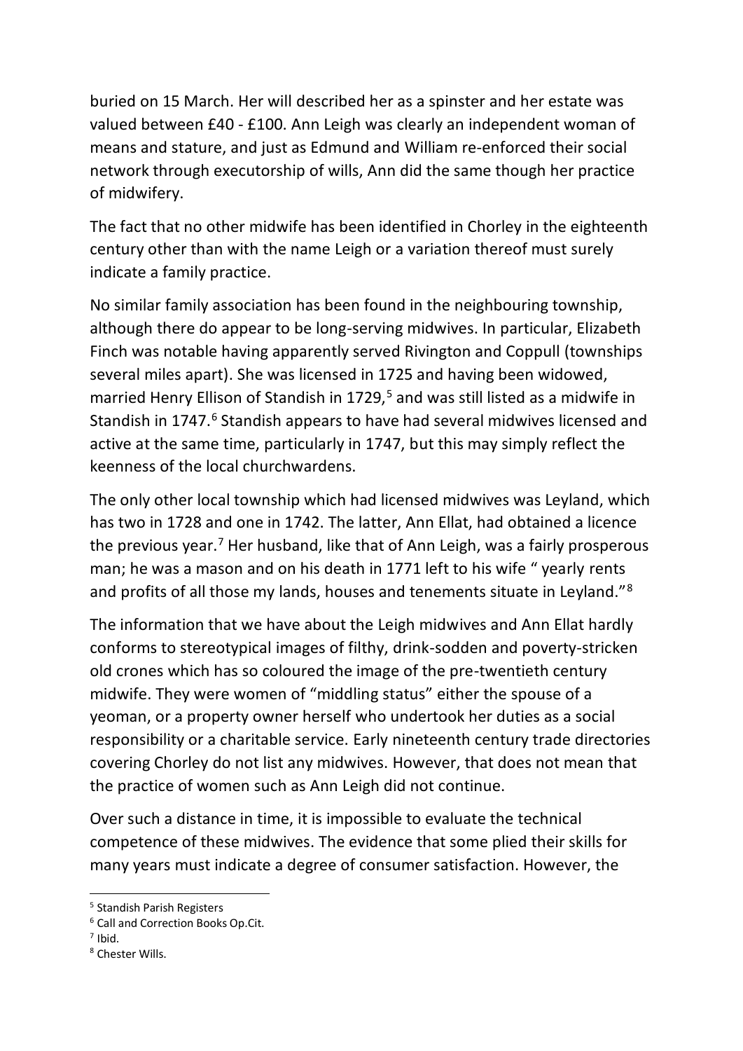buried on 15 March. Her will described her as a spinster and her estate was valued between £40 - £100. Ann Leigh was clearly an independent woman of means and stature, and just as Edmund and William re-enforced their social network through executorship of wills, Ann did the same though her practice of midwifery.

The fact that no other midwife has been identified in Chorley in the eighteenth century other than with the name Leigh or a variation thereof must surely indicate a family practice.

No similar family association has been found in the neighbouring township, although there do appear to be long-serving midwives. In particular, Elizabeth Finch was notable having apparently served Rivington and Coppull (townships several miles apart). She was licensed in 1725 and having been widowed, married Henry Ellison of Standish in 1729,[5] and was still listed as a midwife in Standish in 1747.[6] Standish appears to have had several midwives licensed and active at the same time, particularly in 1747, but this may simply reflect the keenness of the local churchwardens.

The only other local township which had licensed midwives was Leyland, which has two in 1728 and one in 1742. The latter, Ann Ellat, had obtained a licence the previous year.[7] Her husband, like that of Ann Leigh, was a fairly prosperous man; he was a mason and on his death in 1771 left to his wife " yearly rents and profits of all those my lands, houses and tenements situate in Leyland."[8]

The information that we have about the Leigh midwives and Ann Ellat hardly conforms to stereotypical images of filthy, drink-sodden and poverty-stricken old crones which has so coloured the image of the pre-twentieth century midwife. They were women of "middling status" either the spouse of a yeoman, or a property owner herself who undertook her duties as a social responsibility or a charitable service. Early nineteenth century trade directories covering Chorley do not list any midwives. However, that does not mean that the practice of women such as Ann Leigh did not continue.

Over such a distance in time, it is impossible to evaluate the technical competence of these midwives. The evidence that some plied their skills for many years must indicate a degree of consumer satisfaction. However, the

---

[5] Standish Parish Registers

[6] Call and Correction Books Op.Cit.

[7] Ibid.

[8] Chester Wills.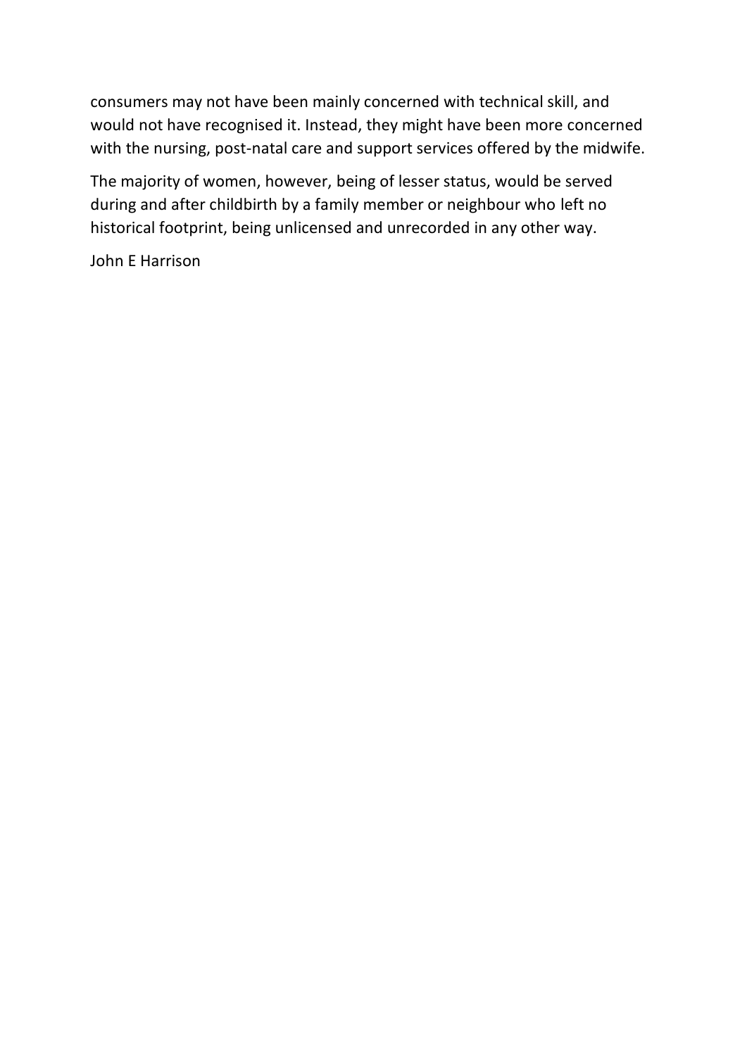consumers may not have been mainly concerned with technical skill, and would not have recognised it. Instead, they might have been more concerned with the nursing, post-natal care and support services offered by the midwife.

The majority of women, however, being of lesser status, would be served during and after childbirth by a family member or neighbour who left no historical footprint, being unlicensed and unrecorded in any other way.

John E Harrison